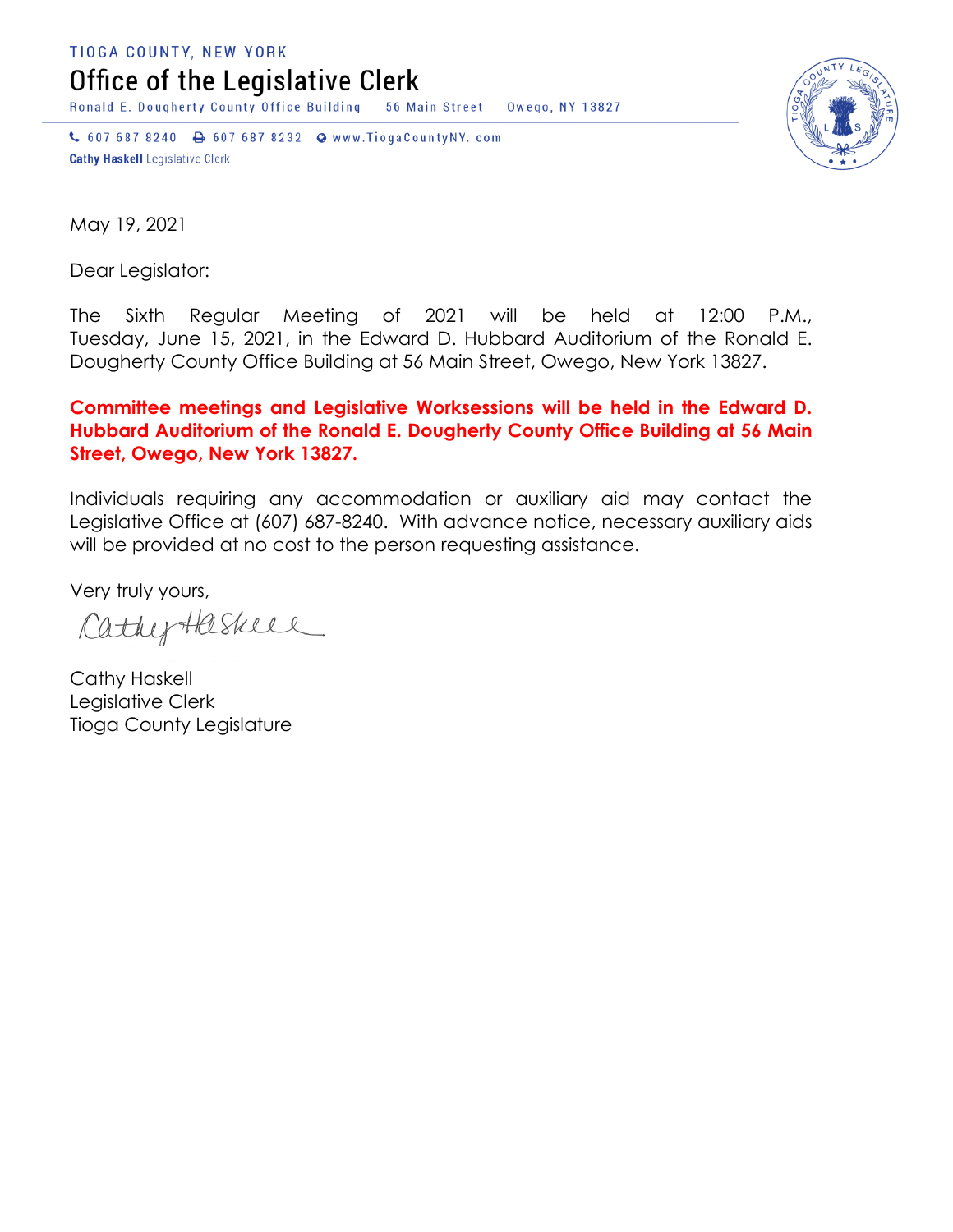TIOGA COUNTY, NEW YORK

# Office of the Legislative Clerk

Ronald E. Dougherty County Office Building    56 Main Street    Owego, NY 13827

607 687 8240    607 687 8232    www.TiogaCountyNY. com

**Cathy Haskell** Legislative Clerk

May 19, 2021

Dear Legislator:

The Sixth Regular Meeting of 2021 will be held at 12:00 P.M., Tuesday, June 15, 2021, in the Edward D. Hubbard Auditorium of the Ronald E. Dougherty County Office Building at 56 Main Street, Owego, New York 13827.

**Committee meetings and Legislative Worksessions will be held in the Edward D. Hubbard Auditorium of the Ronald E. Dougherty County Office Building at 56 Main Street, Owego, New York 13827.**

Individuals requiring any accommodation or auxiliary aid may contact the Legislative Office at (607) 687-8240. With advance notice, necessary auxiliary aids will be provided at no cost to the person requesting assistance.

Very truly yours,

Cathy Haskell

Cathy Haskell
Legislative Clerk
Tioga County Legislature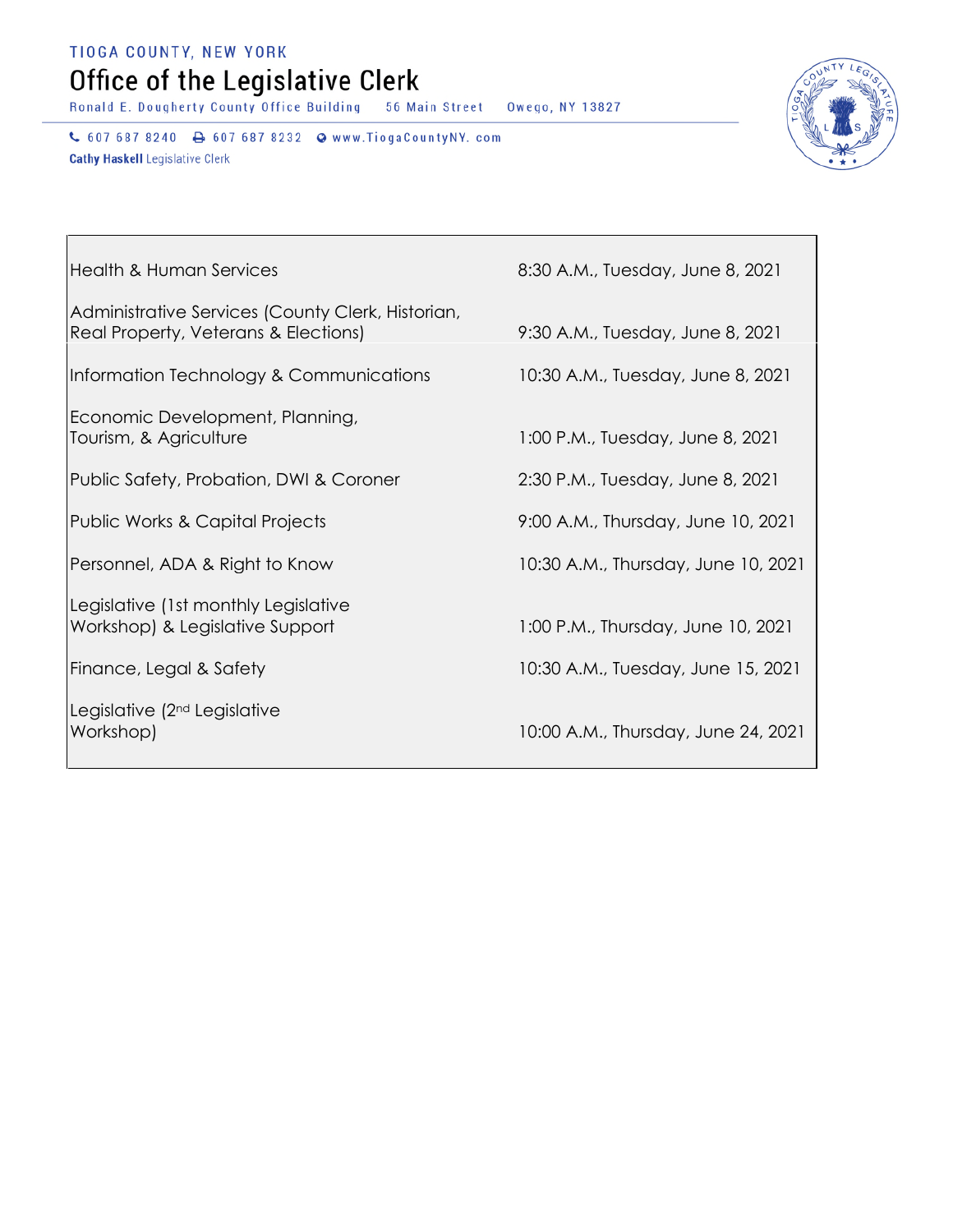TIOGA COUNTY, NEW YORK

# Office of the Legislative Clerk

Ronald E. Dougherty County Office Building 56 Main Street Owego, NY 13827

607 687 8240 607 687 8232 www.TiogaCountyNY. com

**Cathy Haskell** Legislative Clerk

| | |
|---|---|
| Health & Human Services | 8:30 A.M., Tuesday, June 8, 2021 |
| Administrative Services (County Clerk, Historian, Real Property, Veterans & Elections) | 9:30 A.M., Tuesday, June 8, 2021 |
| Information Technology & Communications | 10:30 A.M., Tuesday, June 8, 2021 |
| Economic Development, Planning, Tourism, & Agriculture | 1:00 P.M., Tuesday, June 8, 2021 |
| Public Safety, Probation, DWI & Coroner | 2:30 P.M., Tuesday, June 8, 2021 |
| Public Works & Capital Projects | 9:00 A.M., Thursday, June 10, 2021 |
| Personnel, ADA & Right to Know | 10:30 A.M., Thursday, June 10, 2021 |
| Legislative (1st monthly Legislative Workshop) & Legislative Support | 1:00 P.M., Thursday, June 10, 2021 |
| Finance, Legal & Safety | 10:30 A.M., Tuesday, June 15, 2021 |
| Legislative (2nd Legislative Workshop) | 10:00 A.M., Thursday, June 24, 2021 |